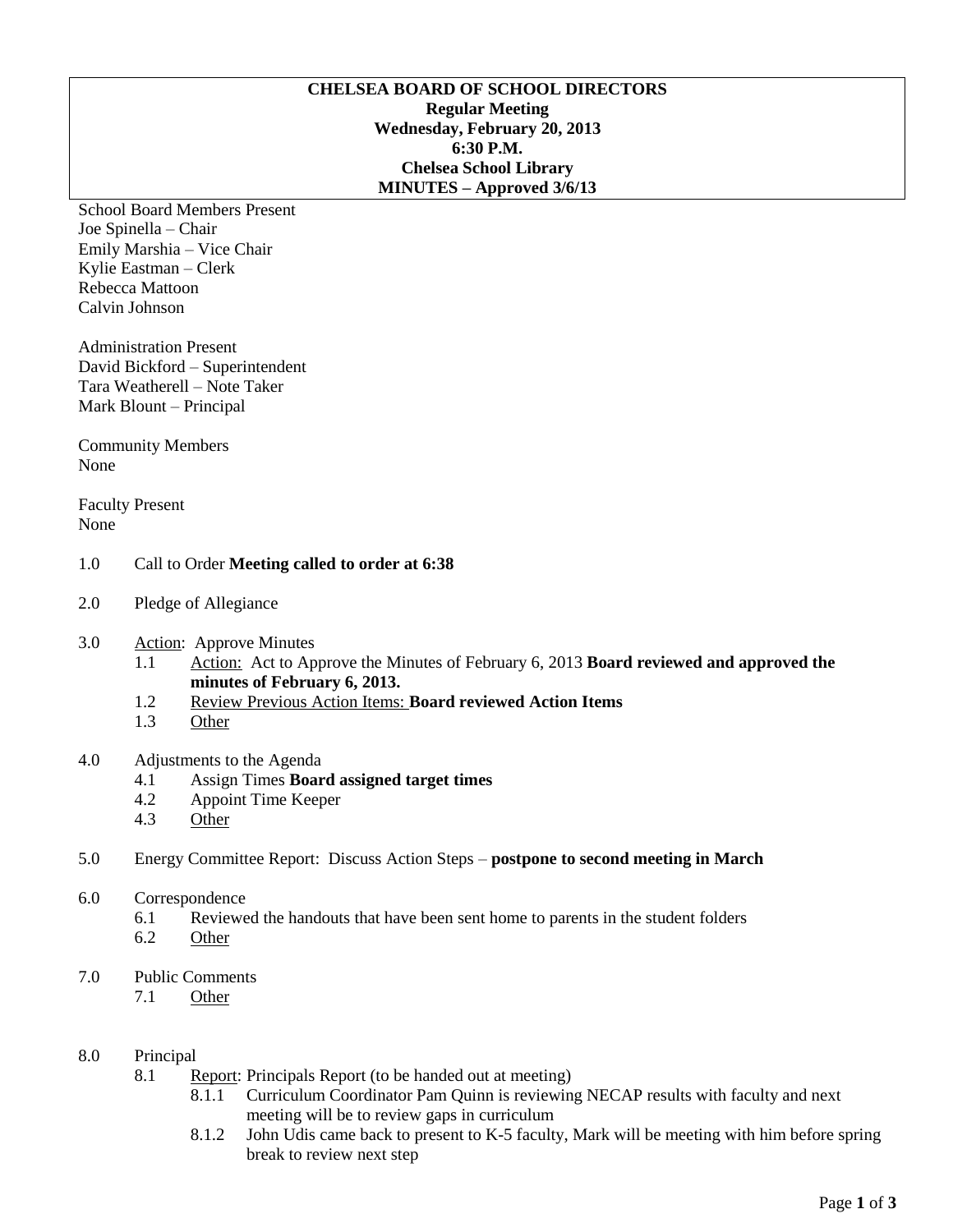**CHELSEA BOARD OF SCHOOL DIRECTORS**
**Regular Meeting**
**Wednesday, February 20, 2013**
**6:30 P.M.**
**Chelsea School Library**
**MINUTES – Approved 3/6/13**

School Board Members Present
Joe Spinella – Chair
Emily Marshia – Vice Chair
Kylie Eastman – Clerk
Rebecca Mattoon
Calvin Johnson

Administration Present
David Bickford – Superintendent
Tara Weatherell – Note Taker
Mark Blount – Principal

Community Members
None

Faculty Present
None

1.0 Call to Order **Meeting called to order at 6:38**

2.0 Pledge of Allegiance

3.0 Action: Approve Minutes
- 1.1 Action: Act to Approve the Minutes of February 6, 2013 **Board reviewed and approved the minutes of February 6, 2013.**
- 1.2 Review Previous Action Items: **Board reviewed Action Items**
- 1.3 Other

4.0 Adjustments to the Agenda
- 4.1 Assign Times **Board assigned target times**
- 4.2 Appoint Time Keeper
- 4.3 Other

5.0 Energy Committee Report: Discuss Action Steps – **postpone to second meeting in March**

6.0 Correspondence
- 6.1 Reviewed the handouts that have been sent home to parents in the student folders
- 6.2 Other

7.0 Public Comments
- 7.1 Other

8.0 Principal
- 8.1 Report: Principals Report (to be handed out at meeting)
  - 8.1.1 Curriculum Coordinator Pam Quinn is reviewing NECAP results with faculty and next meeting will be to review gaps in curriculum
  - 8.1.2 John Udis came back to present to K-5 faculty, Mark will be meeting with him before spring break to review next step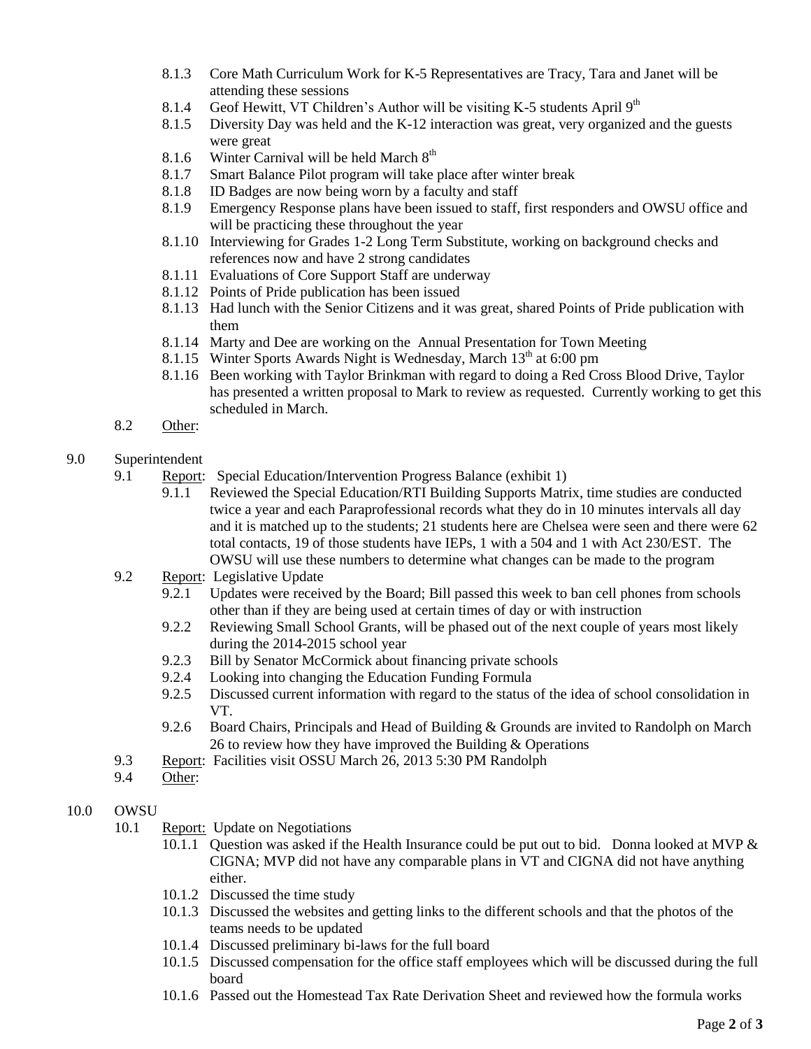- 8.1.3 Core Math Curriculum Work for K-5 Representatives are Tracy, Tara and Janet will be attending these sessions
- 8.1.4 Geof Hewitt, VT Children's Author will be visiting K-5 students April 9th
- 8.1.5 Diversity Day was held and the K-12 interaction was great, very organized and the guests were great
- 8.1.6 Winter Carnival will be held March 8th
- 8.1.7 Smart Balance Pilot program will take place after winter break
- 8.1.8 ID Badges are now being worn by a faculty and staff
- 8.1.9 Emergency Response plans have been issued to staff, first responders and OWSU office and will be practicing these throughout the year
- 8.1.10 Interviewing for Grades 1-2 Long Term Substitute, working on background checks and references now and have 2 strong candidates
- 8.1.11 Evaluations of Core Support Staff are underway
- 8.1.12 Points of Pride publication has been issued
- 8.1.13 Had lunch with the Senior Citizens and it was great, shared Points of Pride publication with them
- 8.1.14 Marty and Dee are working on the Annual Presentation for Town Meeting
- 8.1.15 Winter Sports Awards Night is Wednesday, March 13th at 6:00 pm
- 8.1.16 Been working with Taylor Brinkman with regard to doing a Red Cross Blood Drive, Taylor has presented a written proposal to Mark to review as requested. Currently working to get this scheduled in March.

8.2 Other:

9.0 Superintendent

- 9.1 Report: Special Education/Intervention Progress Balance (exhibit 1)
  - 9.1.1 Reviewed the Special Education/RTI Building Supports Matrix, time studies are conducted twice a year and each Paraprofessional records what they do in 10 minutes intervals all day and it is matched up to the students; 21 students here are Chelsea were seen and there were 62 total contacts, 19 of those students have IEPs, 1 with a 504 and 1 with Act 230/EST. The OWSU will use these numbers to determine what changes can be made to the program
- 9.2 Report: Legislative Update
  - 9.2.1 Updates were received by the Board; Bill passed this week to ban cell phones from schools other than if they are being used at certain times of day or with instruction
  - 9.2.2 Reviewing Small School Grants, will be phased out of the next couple of years most likely during the 2014-2015 school year
  - 9.2.3 Bill by Senator McCormick about financing private schools
  - 9.2.4 Looking into changing the Education Funding Formula
  - 9.2.5 Discussed current information with regard to the status of the idea of school consolidation in VT.
  - 9.2.6 Board Chairs, Principals and Head of Building & Grounds are invited to Randolph on March 26 to review how they have improved the Building & Operations
- 9.3 Report: Facilities visit OSSU March 26, 2013 5:30 PM Randolph
- 9.4 Other:

10.0 OWSU

- 10.1 Report: Update on Negotiations
  - 10.1.1 Question was asked if the Health Insurance could be put out to bid. Donna looked at MVP & CIGNA; MVP did not have any comparable plans in VT and CIGNA did not have anything either.
  - 10.1.2 Discussed the time study
  - 10.1.3 Discussed the websites and getting links to the different schools and that the photos of the teams needs to be updated
  - 10.1.4 Discussed preliminary bi-laws for the full board
  - 10.1.5 Discussed compensation for the office staff employees which will be discussed during the full board
  - 10.1.6 Passed out the Homestead Tax Rate Derivation Sheet and reviewed how the formula works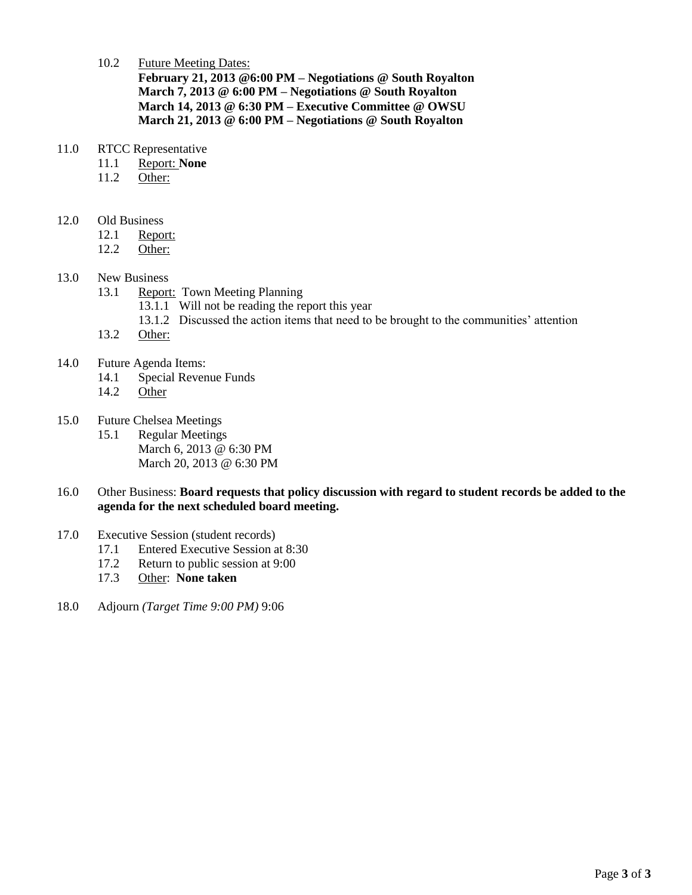10.2 Future Meeting Dates:
**February 21, 2013 @6:00 PM – Negotiations @ South Royalton**
**March 7, 2013 @ 6:00 PM – Negotiations @ South Royalton**
**March 14, 2013 @ 6:30 PM – Executive Committee @ OWSU**
**March 21, 2013 @ 6:00 PM – Negotiations @ South Royalton**

11.0 RTCC Representative
- 11.1 Report: **None**
- 11.2 Other:

12.0 Old Business
- 12.1 Report:
- 12.2 Other:

13.0 New Business
- 13.1 Report: Town Meeting Planning
  - 13.1.1 Will not be reading the report this year
  - 13.1.2 Discussed the action items that need to be brought to the communities' attention
- 13.2 Other:

14.0 Future Agenda Items:
- 14.1 Special Revenue Funds
- 14.2 Other

15.0 Future Chelsea Meetings
- 15.1 Regular Meetings
  March 6, 2013 @ 6:30 PM
  March 20, 2013 @ 6:30 PM

16.0 Other Business: **Board requests that policy discussion with regard to student records be added to the agenda for the next scheduled board meeting.**

17.0 Executive Session (student records)
- 17.1 Entered Executive Session at 8:30
- 17.2 Return to public session at 9:00
- 17.3 Other: **None taken**

18.0 Adjourn *(Target Time 9:00 PM)* 9:06